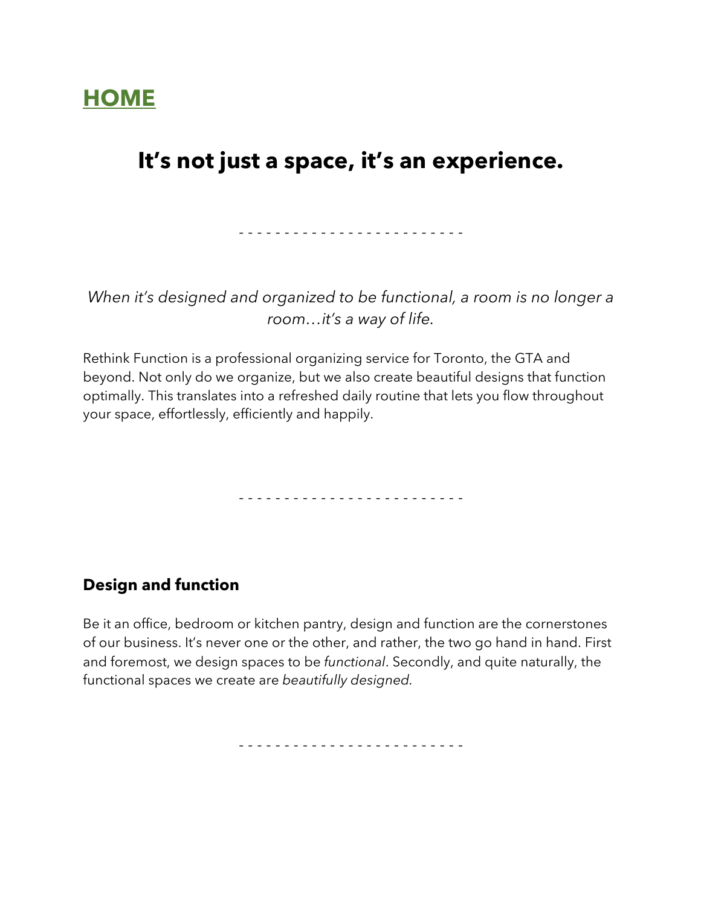# HOME

## It's not just a space, it's an experience.

- - - - - - - - - - - - - - - - - - - - - - - - -

*When it's designed and organized to be functional, a room is no longer a room…it's a way of life.*

Rethink Function is a professional organizing service for Toronto, the GTA and beyond. Not only do we organize, but we also create beautiful designs that function optimally. This translates into a refreshed daily routine that lets you flow throughout your space, effortlessly, efficiently and happily.

- - - - - - - - - - - - - - - - - - - - - - - - -

### Design and function

Be it an office, bedroom or kitchen pantry, design and function are the cornerstones of our business. It's never one or the other, and rather, the two go hand in hand. First and foremost, we design spaces to be *functional*. Secondly, and quite naturally, the functional spaces we create are *beautifully designed*.

- - - - - - - - - - - - - - - - - - - - - - - - -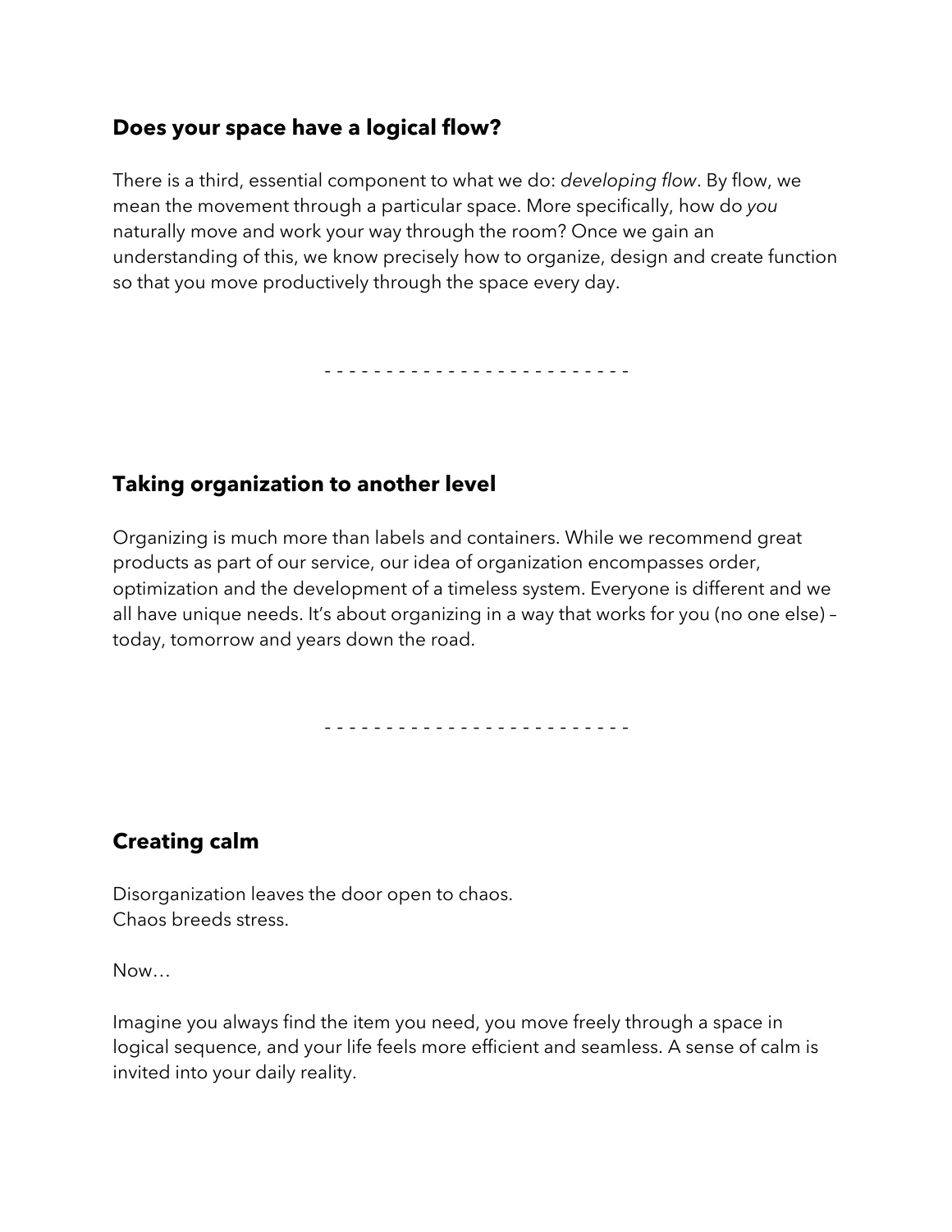## Does your space have a logical flow?

There is a third, essential component to what we do: *developing flow*. By flow, we mean the movement through a particular space. More specifically, how do *you* naturally move and work your way through the room? Once we gain an understanding of this, we know precisely how to organize, design and create function so that you move productively through the space every day.

- - - - - - - - - - - - - - - - - - - - - - - - -

## Taking organization to another level

Organizing is much more than labels and containers. While we recommend great products as part of our service, our idea of organization encompasses order, optimization and the development of a timeless system. Everyone is different and we all have unique needs. It's about organizing in a way that works for you (no one else) – today, tomorrow and years down the road.

- - - - - - - - - - - - - - - - - - - - - - - - -

## Creating calm

Disorganization leaves the door open to chaos.
Chaos breeds stress.

Now…

Imagine you always find the item you need, you move freely through a space in logical sequence, and your life feels more efficient and seamless. A sense of calm is invited into your daily reality.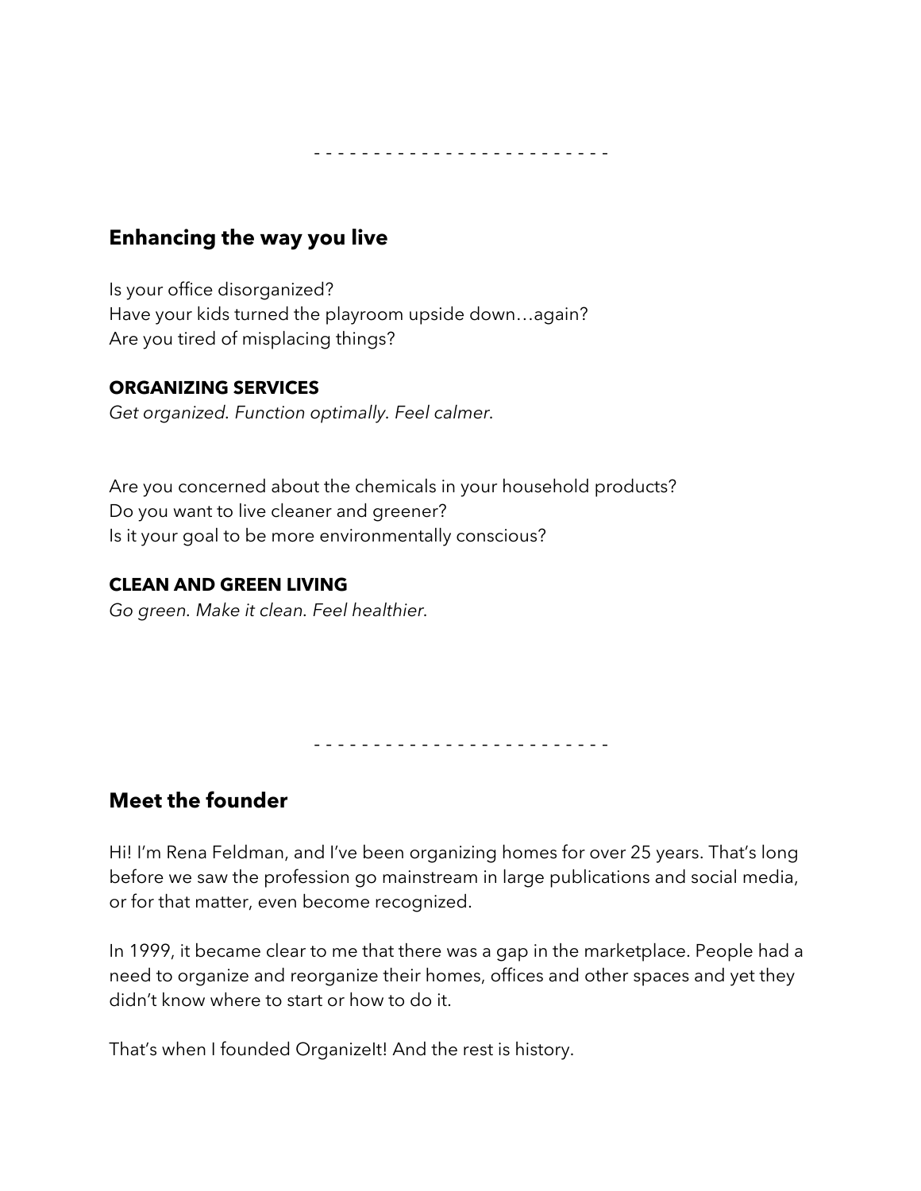- - - - - - - - - - - - - - - - - - - - - - - - -

## Enhancing the way you live

Is your office disorganized?
Have your kids turned the playroom upside down…again?
Are you tired of misplacing things?

**ORGANIZING SERVICES**
*Get organized. Function optimally. Feel calmer.*

Are you concerned about the chemicals in your household products?
Do you want to live cleaner and greener?
Is it your goal to be more environmentally conscious?

**CLEAN AND GREEN LIVING**
*Go green. Make it clean. Feel healthier.*

- - - - - - - - - - - - - - - - - - - - - - - - -

## Meet the founder

Hi! I'm Rena Feldman, and I've been organizing homes for over 25 years. That's long before we saw the profession go mainstream in large publications and social media, or for that matter, even become recognized.

In 1999, it became clear to me that there was a gap in the marketplace. People had a need to organize and reorganize their homes, offices and other spaces and yet they didn't know where to start or how to do it.

That's when I founded OrganizeIt! And the rest is history.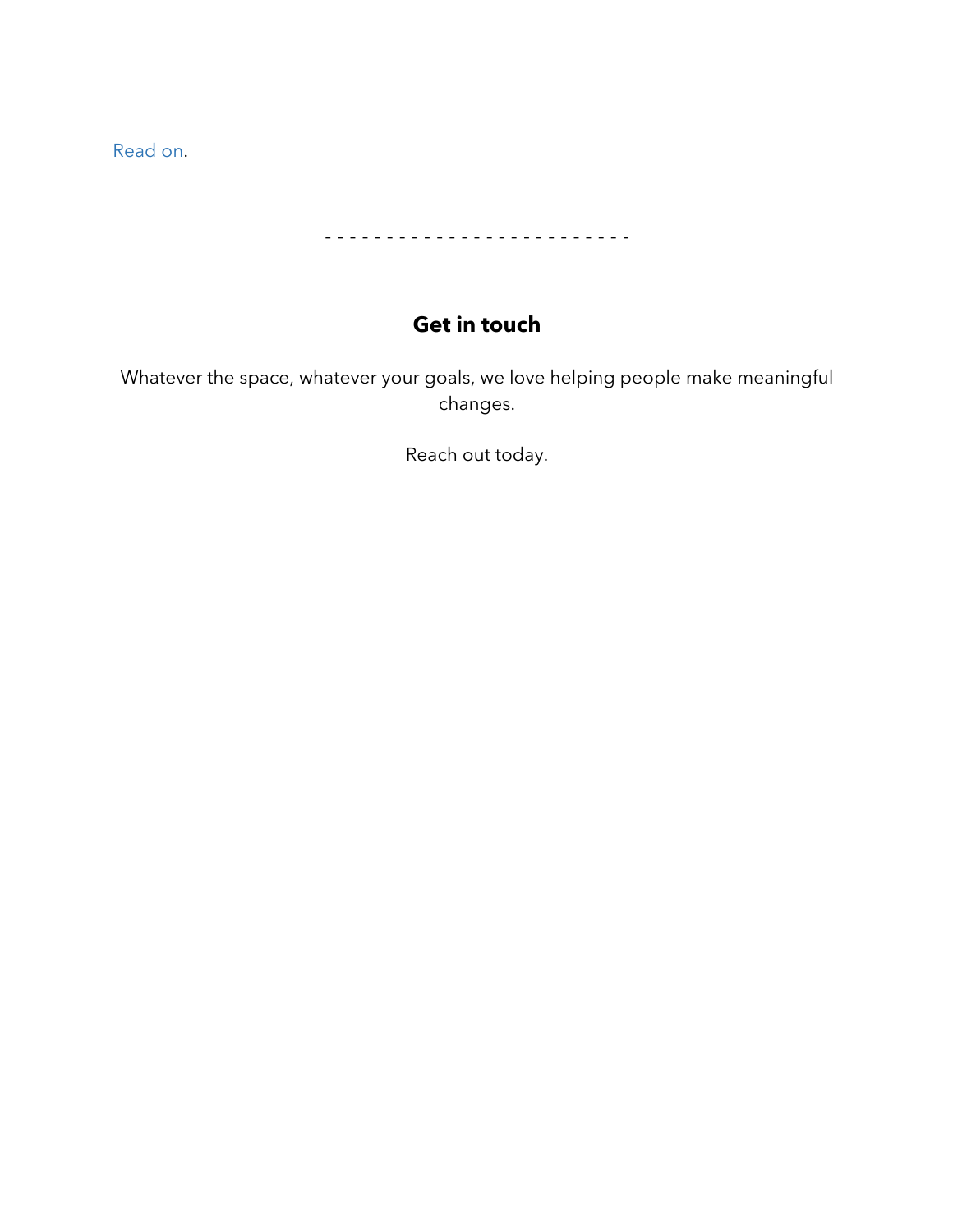Read on.

\- - - - - - - - - - - - - - - - - - - - - - - - -

## Get in touch

Whatever the space, whatever your goals, we love helping people make meaningful changes.

Reach out today.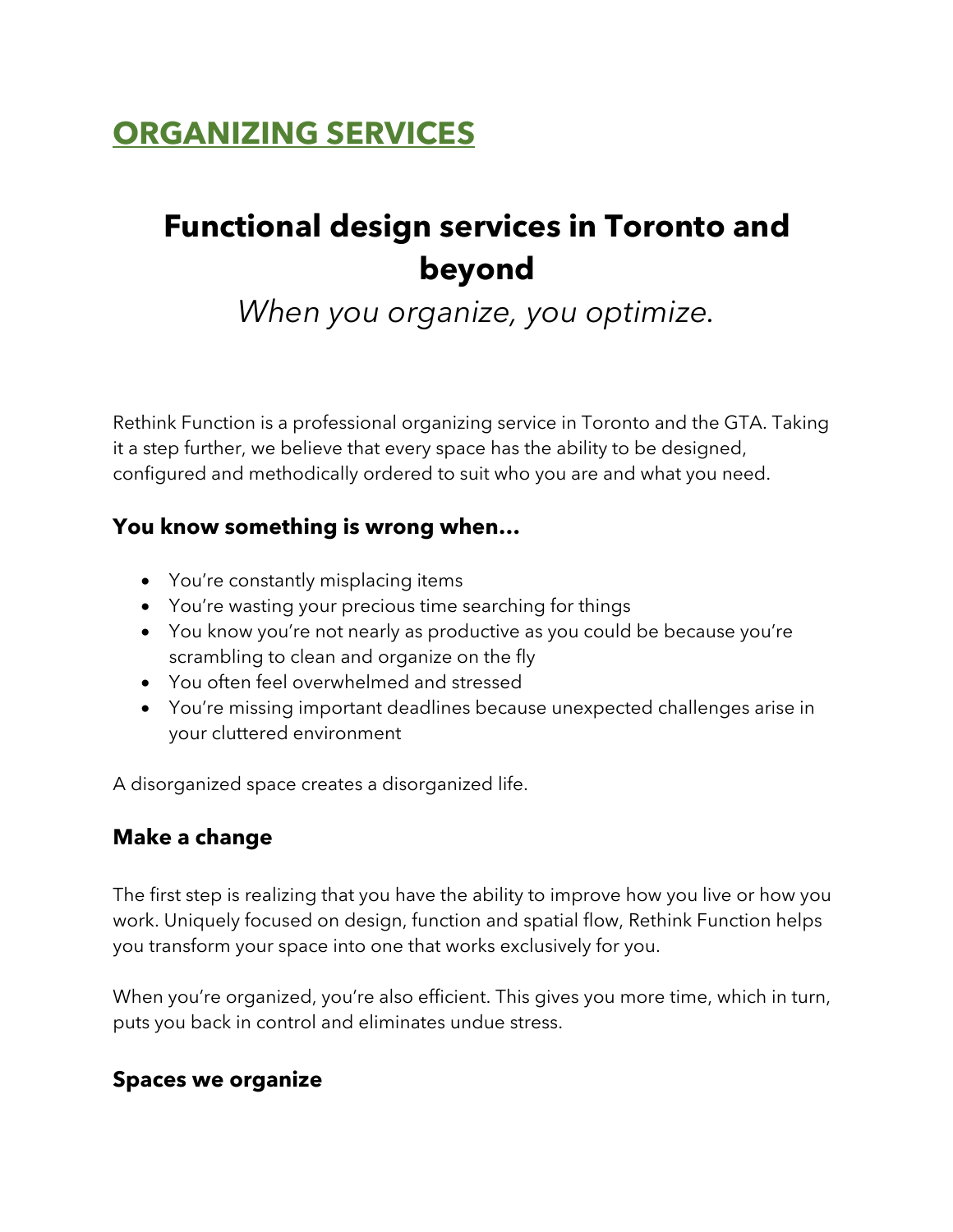## ORGANIZING SERVICES

# Functional design services in Toronto and beyond

*When you organize, you optimize.*

Rethink Function is a professional organizing service in Toronto and the GTA. Taking it a step further, we believe that every space has the ability to be designed, configured and methodically ordered to suit who you are and what you need.

### You know something is wrong when…

- You're constantly misplacing items
- You're wasting your precious time searching for things
- You know you're not nearly as productive as you could be because you're scrambling to clean and organize on the fly
- You often feel overwhelmed and stressed
- You're missing important deadlines because unexpected challenges arise in your cluttered environment

A disorganized space creates a disorganized life.

### Make a change

The first step is realizing that you have the ability to improve how you live or how you work. Uniquely focused on design, function and spatial flow, Rethink Function helps you transform your space into one that works exclusively for you.

When you're organized, you're also efficient. This gives you more time, which in turn, puts you back in control and eliminates undue stress.

### Spaces we organize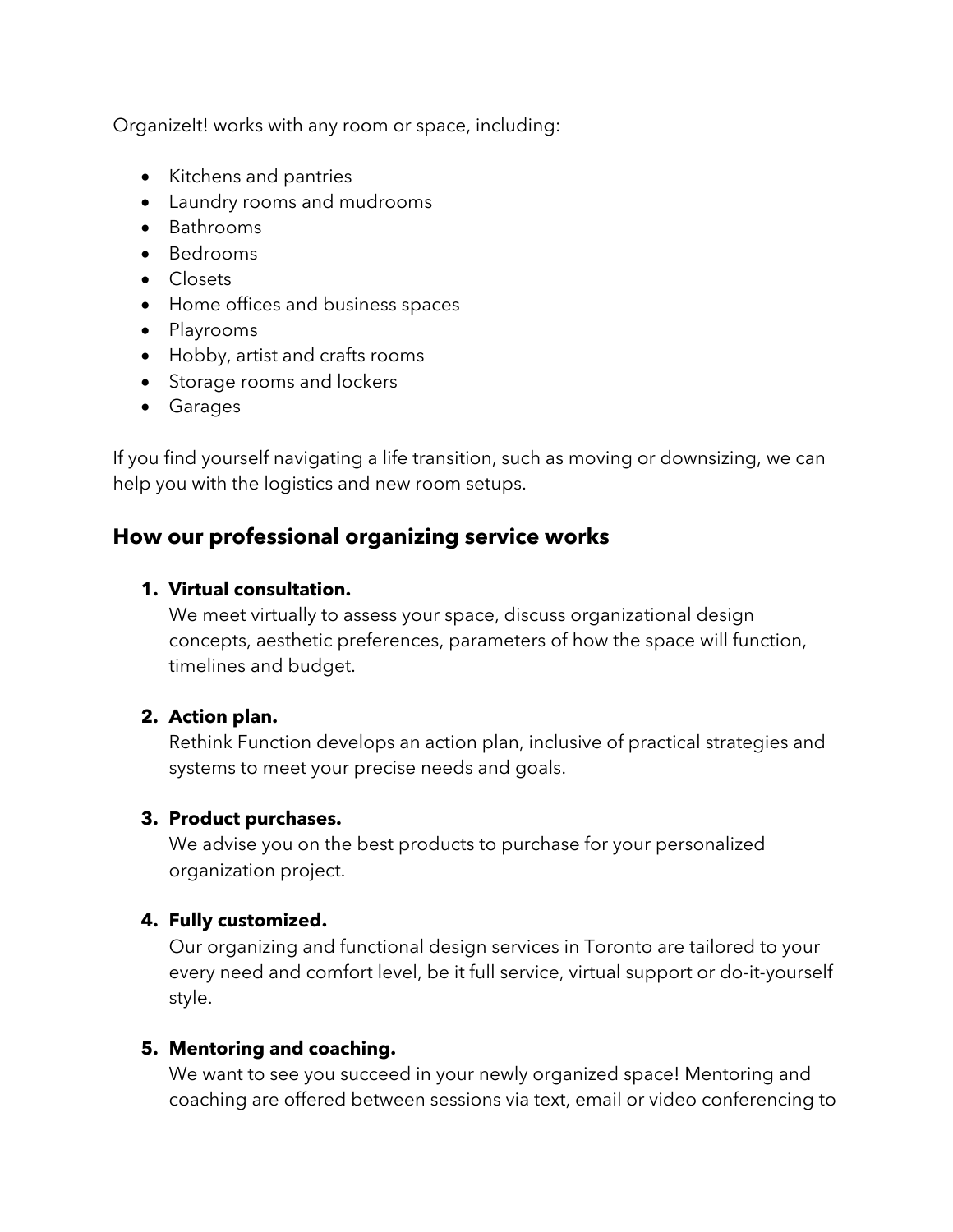OrganizeIt! works with any room or space, including:

- Kitchens and pantries
- Laundry rooms and mudrooms
- Bathrooms
- Bedrooms
- Closets
- Home offices and business spaces
- Playrooms
- Hobby, artist and crafts rooms
- Storage rooms and lockers
- Garages

If you find yourself navigating a life transition, such as moving or downsizing, we can help you with the logistics and new room setups.

## How our professional organizing service works

1. **Virtual consultation.**
   We meet virtually to assess your space, discuss organizational design concepts, aesthetic preferences, parameters of how the space will function, timelines and budget.

2. **Action plan.**
   Rethink Function develops an action plan, inclusive of practical strategies and systems to meet your precise needs and goals.

3. **Product purchases.**
   We advise you on the best products to purchase for your personalized organization project.

4. **Fully customized.**
   Our organizing and functional design services in Toronto are tailored to your every need and comfort level, be it full service, virtual support or do-it-yourself style.

5. **Mentoring and coaching.**
   We want to see you succeed in your newly organized space! Mentoring and coaching are offered between sessions via text, email or video conferencing to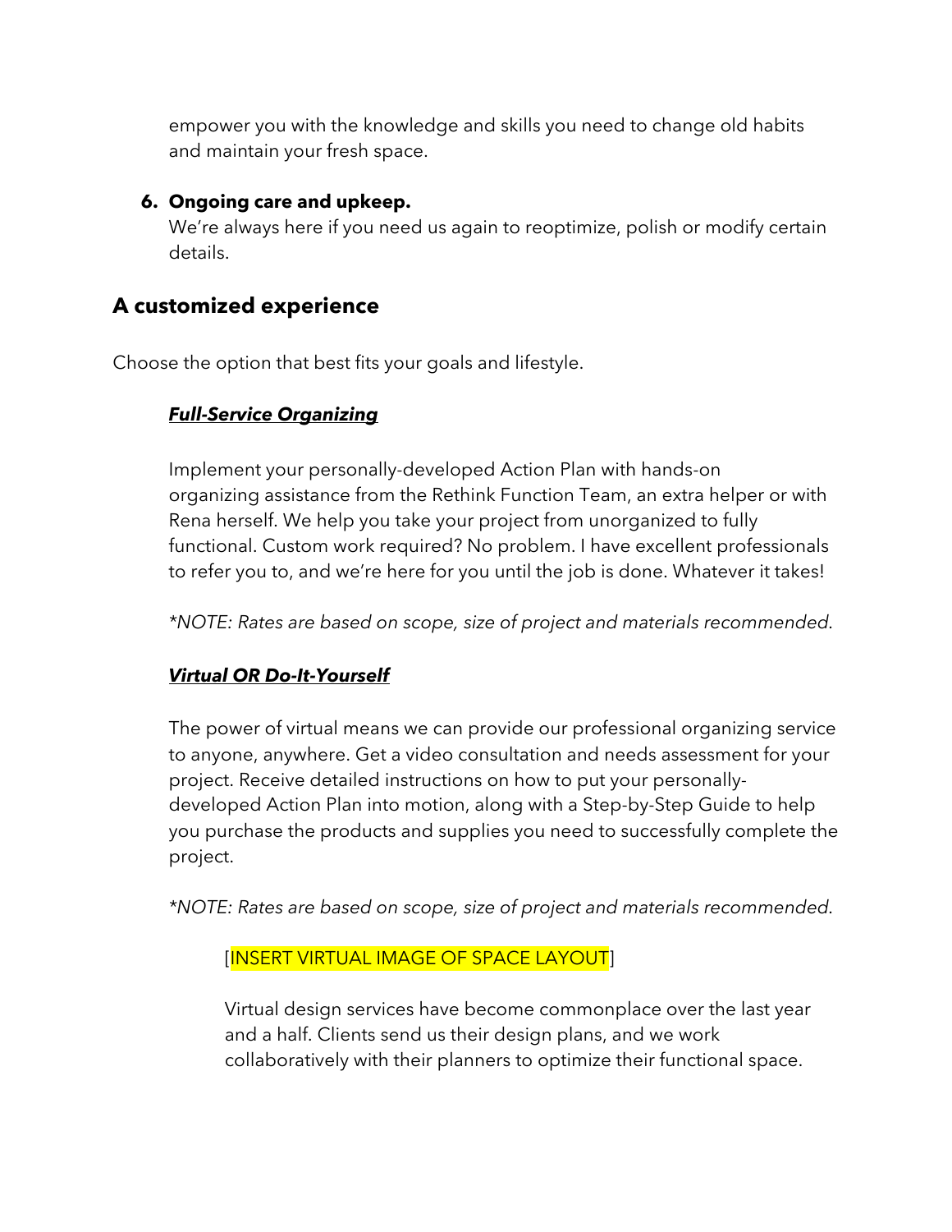empower you with the knowledge and skills you need to change old habits and maintain your fresh space.

6. **Ongoing care and upkeep.**
   We're always here if you need us again to reoptimize, polish or modify certain details.

## A customized experience

Choose the option that best fits your goals and lifestyle.

***Full-Service Organizing***

Implement your personally-developed Action Plan with hands-on organizing assistance from the Rethink Function Team, an extra helper or with Rena herself. We help you take your project from unorganized to fully functional. Custom work required? No problem. I have excellent professionals to refer you to, and we're here for you until the job is done. Whatever it takes!

*\*NOTE: Rates are based on scope, size of project and materials recommended.*

***Virtual OR Do-It-Yourself***

The power of virtual means we can provide our professional organizing service to anyone, anywhere. Get a video consultation and needs assessment for your project. Receive detailed instructions on how to put your personally-developed Action Plan into motion, along with a Step-by-Step Guide to help you purchase the products and supplies you need to successfully complete the project.

*\*NOTE: Rates are based on scope, size of project and materials recommended.*

[INSERT VIRTUAL IMAGE OF SPACE LAYOUT]

Virtual design services have become commonplace over the last year and a half. Clients send us their design plans, and we work collaboratively with their planners to optimize their functional space.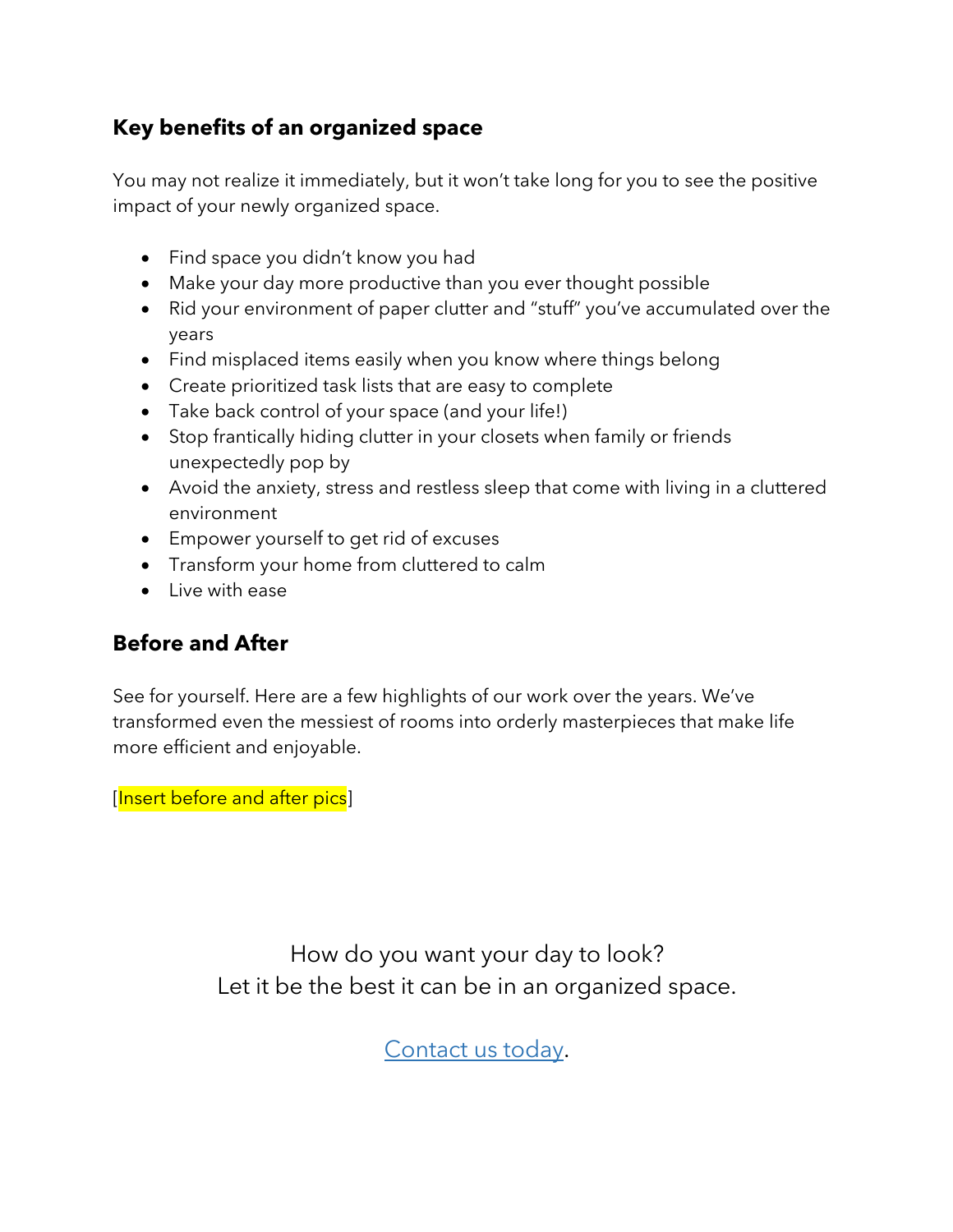## Key benefits of an organized space

You may not realize it immediately, but it won't take long for you to see the positive impact of your newly organized space.

- Find space you didn't know you had
- Make your day more productive than you ever thought possible
- Rid your environment of paper clutter and "stuff" you've accumulated over the years
- Find misplaced items easily when you know where things belong
- Create prioritized task lists that are easy to complete
- Take back control of your space (and your life!)
- Stop frantically hiding clutter in your closets when family or friends unexpectedly pop by
- Avoid the anxiety, stress and restless sleep that come with living in a cluttered environment
- Empower yourself to get rid of excuses
- Transform your home from cluttered to calm
- Live with ease

## Before and After

See for yourself. Here are a few highlights of our work over the years. We've transformed even the messiest of rooms into orderly masterpieces that make life more efficient and enjoyable.

[Insert before and after pics]

How do you want your day to look?
Let it be the best it can be in an organized space.

Contact us today.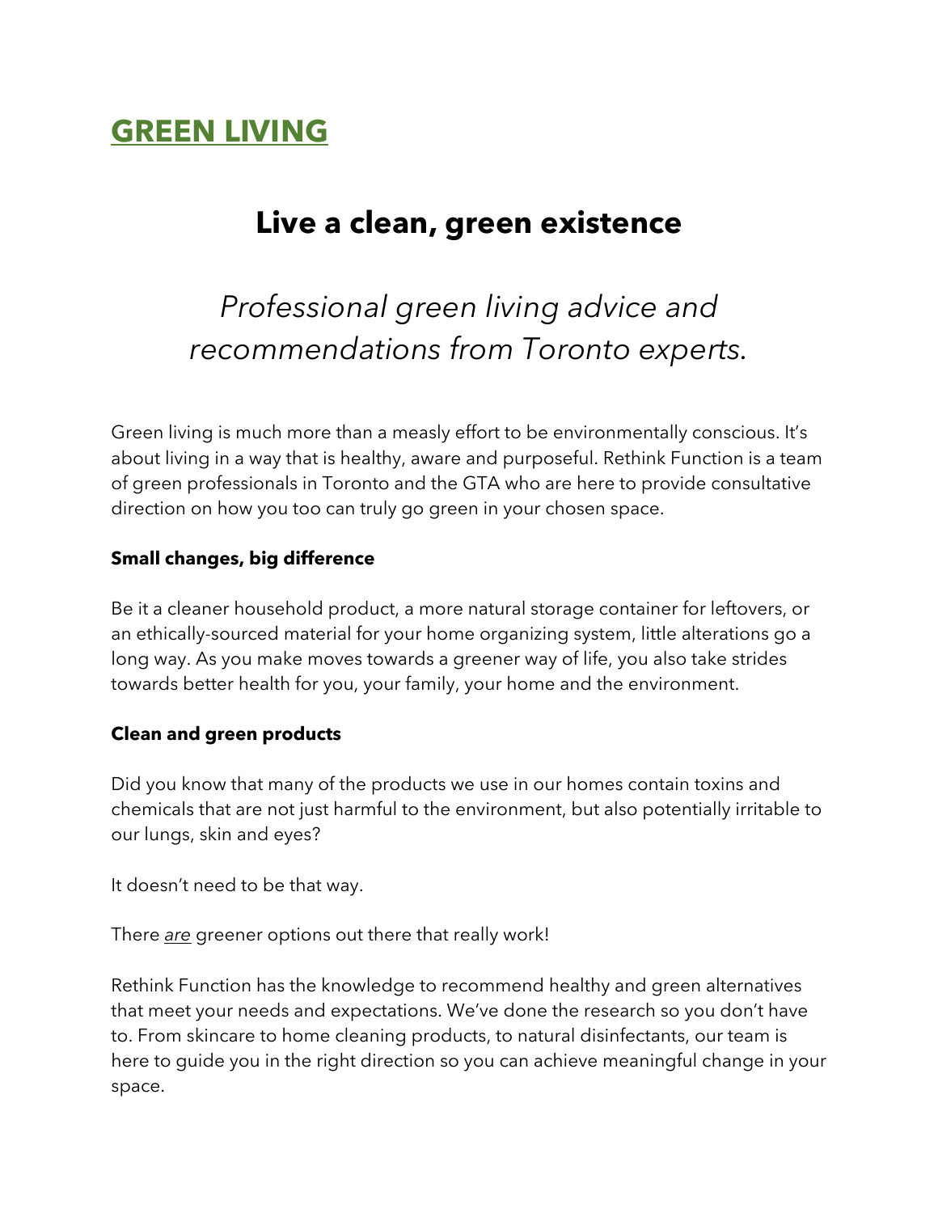# GREEN LIVING

## Live a clean, green existence

*Professional green living advice and recommendations from Toronto experts.*

Green living is much more than a measly effort to be environmentally conscious. It's about living in a way that is healthy, aware and purposeful. Rethink Function is a team of green professionals in Toronto and the GTA who are here to provide consultative direction on how you too can truly go green in your chosen space.

**Small changes, big difference**

Be it a cleaner household product, a more natural storage container for leftovers, or an ethically-sourced material for your home organizing system, little alterations go a long way. As you make moves towards a greener way of life, you also take strides towards better health for you, your family, your home and the environment.

**Clean and green products**

Did you know that many of the products we use in our homes contain toxins and chemicals that are not just harmful to the environment, but also potentially irritable to our lungs, skin and eyes?

It doesn't need to be that way.

There *are* greener options out there that really work!

Rethink Function has the knowledge to recommend healthy and green alternatives that meet your needs and expectations. We've done the research so you don't have to. From skincare to home cleaning products, to natural disinfectants, our team is here to guide you in the right direction so you can achieve meaningful change in your space.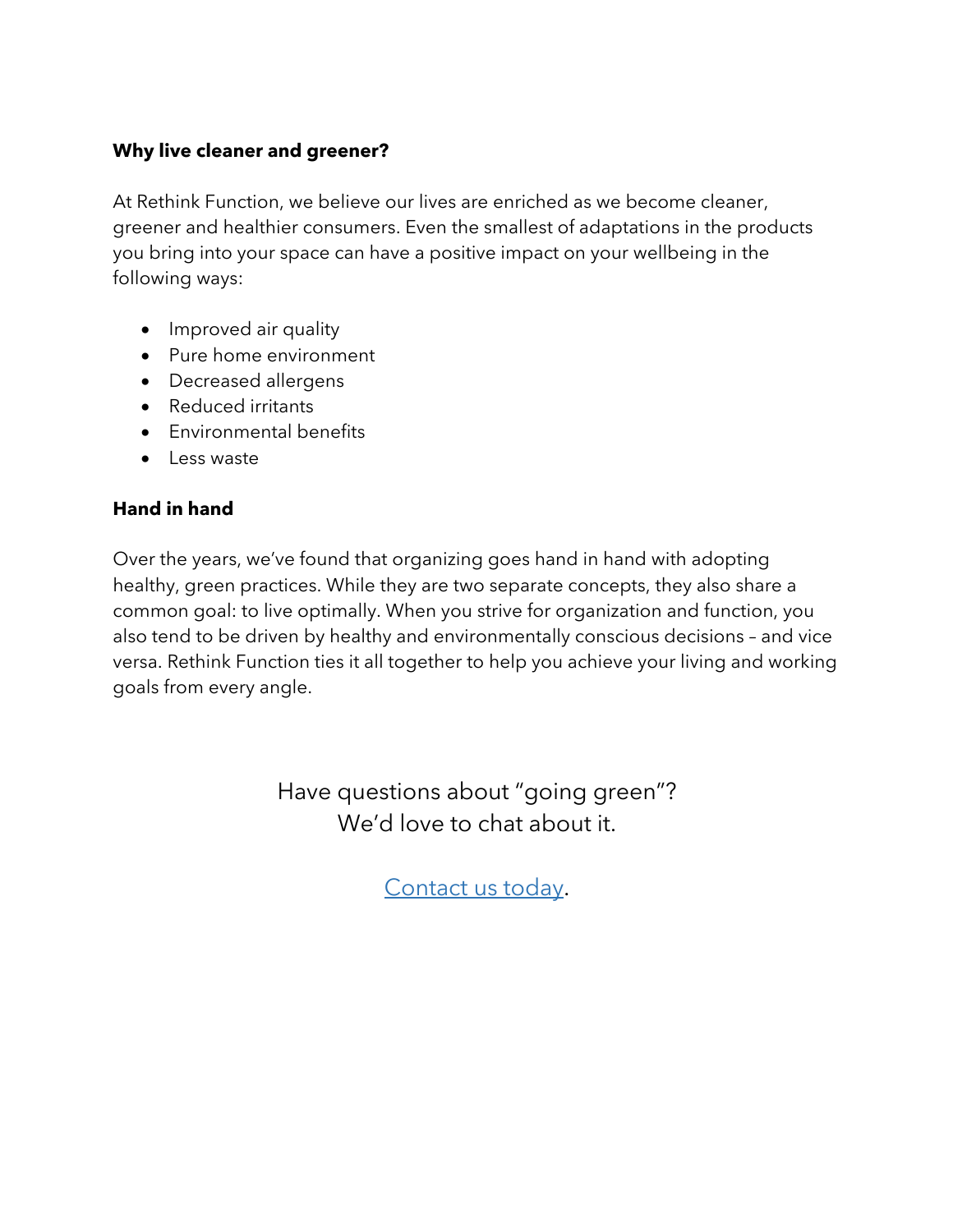**Why live cleaner and greener?**

At Rethink Function, we believe our lives are enriched as we become cleaner, greener and healthier consumers. Even the smallest of adaptations in the products you bring into your space can have a positive impact on your wellbeing in the following ways:

- Improved air quality
- Pure home environment
- Decreased allergens
- Reduced irritants
- Environmental benefits
- Less waste

**Hand in hand**

Over the years, we've found that organizing goes hand in hand with adopting healthy, green practices. While they are two separate concepts, they also share a common goal: to live optimally. When you strive for organization and function, you also tend to be driven by healthy and environmentally conscious decisions – and vice versa. Rethink Function ties it all together to help you achieve your living and working goals from every angle.

Have questions about "going green"?
We'd love to chat about it.

Contact us today.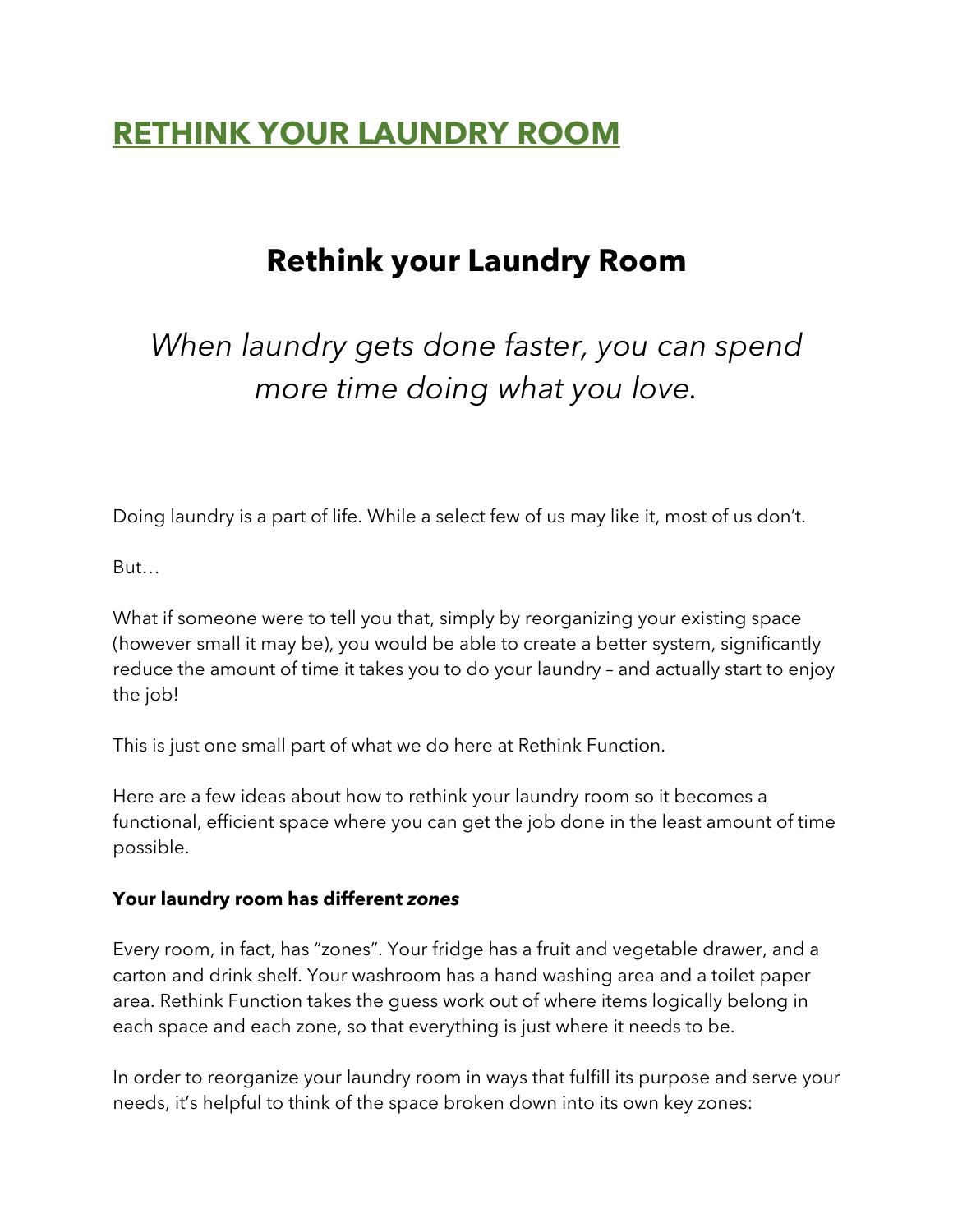## RETHINK YOUR LAUNDRY ROOM

# Rethink your Laundry Room

*When laundry gets done faster, you can spend more time doing what you love.*

Doing laundry is a part of life. While a select few of us may like it, most of us don't.

But…

What if someone were to tell you that, simply by reorganizing your existing space (however small it may be), you would be able to create a better system, significantly reduce the amount of time it takes you to do your laundry – and actually start to enjoy the job!

This is just one small part of what we do here at Rethink Function.

Here are a few ideas about how to rethink your laundry room so it becomes a functional, efficient space where you can get the job done in the least amount of time possible.

**Your laundry room has different *zones***

Every room, in fact, has "zones". Your fridge has a fruit and vegetable drawer, and a carton and drink shelf. Your washroom has a hand washing area and a toilet paper area. Rethink Function takes the guess work out of where items logically belong in each space and each zone, so that everything is just where it needs to be.

In order to reorganize your laundry room in ways that fulfill its purpose and serve your needs, it's helpful to think of the space broken down into its own key zones: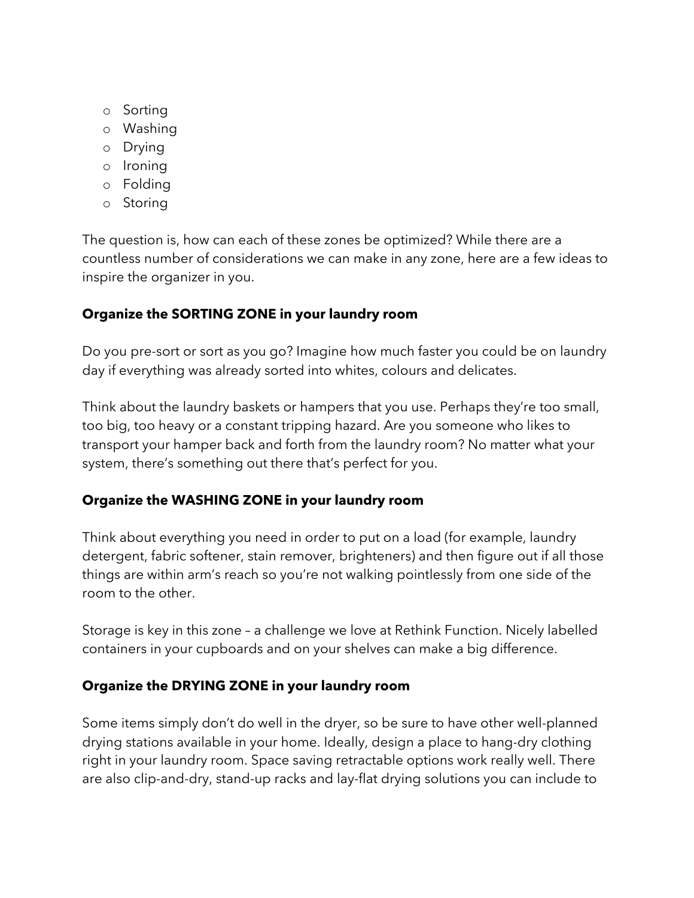- Sorting
- Washing
- Drying
- Ironing
- Folding
- Storing

The question is, how can each of these zones be optimized? While there are a countless number of considerations we can make in any zone, here are a few ideas to inspire the organizer in you.

**Organize the SORTING ZONE in your laundry room**

Do you pre-sort or sort as you go? Imagine how much faster you could be on laundry day if everything was already sorted into whites, colours and delicates.

Think about the laundry baskets or hampers that you use. Perhaps they're too small, too big, too heavy or a constant tripping hazard. Are you someone who likes to transport your hamper back and forth from the laundry room? No matter what your system, there's something out there that's perfect for you.

**Organize the WASHING ZONE in your laundry room**

Think about everything you need in order to put on a load (for example, laundry detergent, fabric softener, stain remover, brighteners) and then figure out if all those things are within arm's reach so you're not walking pointlessly from one side of the room to the other.

Storage is key in this zone – a challenge we love at Rethink Function. Nicely labelled containers in your cupboards and on your shelves can make a big difference.

**Organize the DRYING ZONE in your laundry room**

Some items simply don't do well in the dryer, so be sure to have other well-planned drying stations available in your home. Ideally, design a place to hang-dry clothing right in your laundry room. Space saving retractable options work really well. There are also clip-and-dry, stand-up racks and lay-flat drying solutions you can include to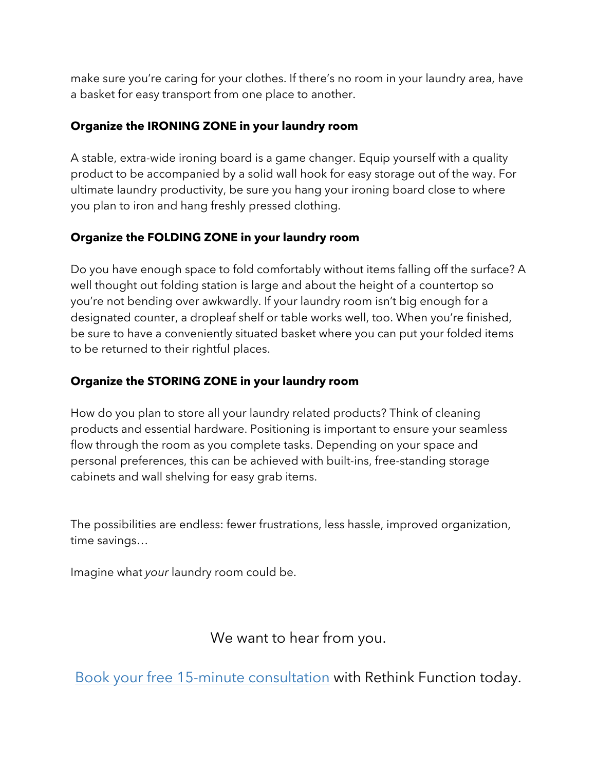make sure you're caring for your clothes. If there's no room in your laundry area, have a basket for easy transport from one place to another.

**Organize the IRONING ZONE in your laundry room**

A stable, extra-wide ironing board is a game changer. Equip yourself with a quality product to be accompanied by a solid wall hook for easy storage out of the way. For ultimate laundry productivity, be sure you hang your ironing board close to where you plan to iron and hang freshly pressed clothing.

**Organize the FOLDING ZONE in your laundry room**

Do you have enough space to fold comfortably without items falling off the surface? A well thought out folding station is large and about the height of a countertop so you're not bending over awkwardly. If your laundry room isn't big enough for a designated counter, a dropleaf shelf or table works well, too. When you're finished, be sure to have a conveniently situated basket where you can put your folded items to be returned to their rightful places.

**Organize the STORING ZONE in your laundry room**

How do you plan to store all your laundry related products? Think of cleaning products and essential hardware. Positioning is important to ensure your seamless flow through the room as you complete tasks. Depending on your space and personal preferences, this can be achieved with built-ins, free-standing storage cabinets and wall shelving for easy grab items.

The possibilities are endless: fewer frustrations, less hassle, improved organization, time savings…

Imagine what *your* laundry room could be.

We want to hear from you.

Book your free 15-minute consultation with Rethink Function today.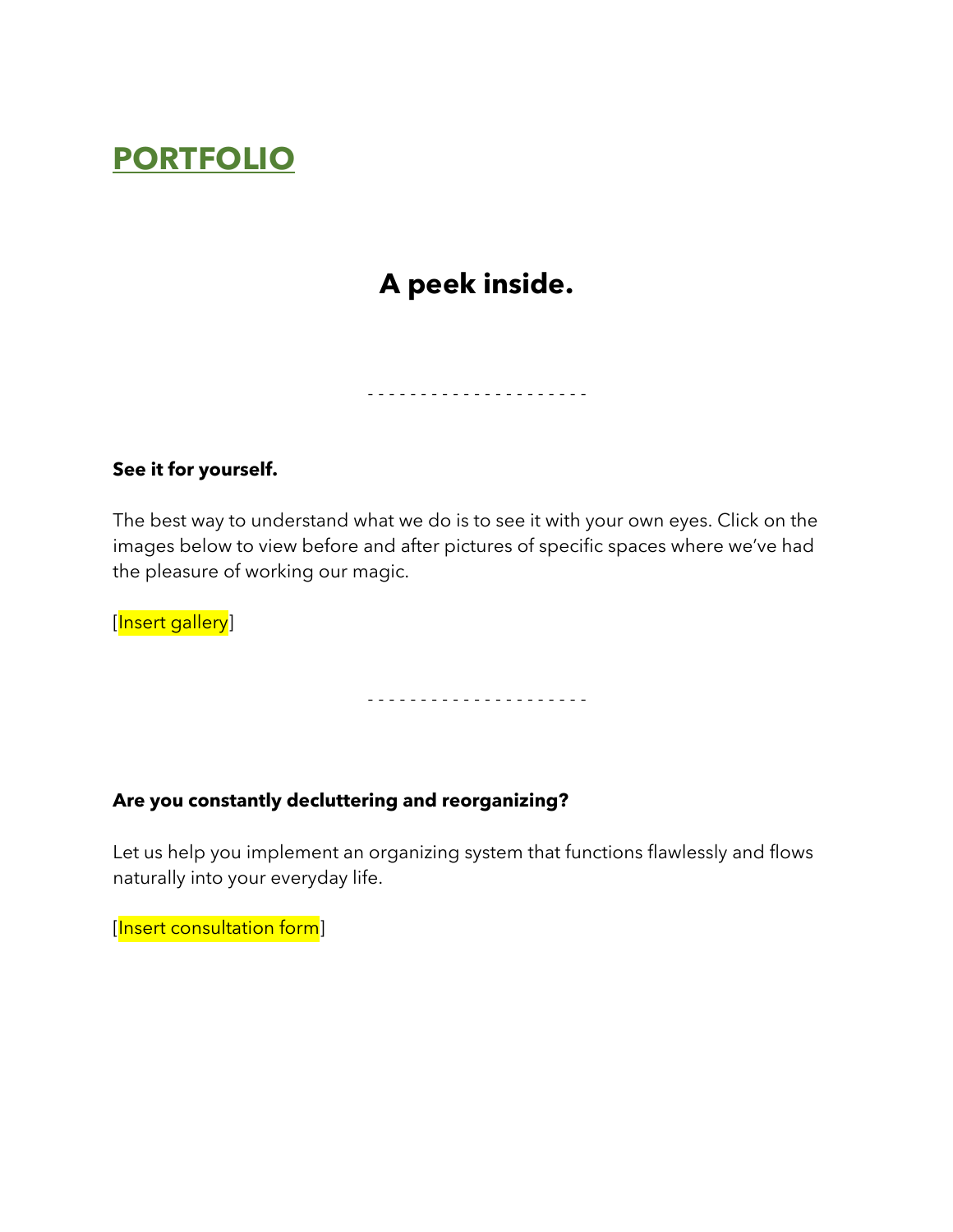# PORTFOLIO

## A peek inside.

- - - - - - - - - - - - - - - - - - - - -

**See it for yourself.**

The best way to understand what we do is to see it with your own eyes. Click on the images below to view before and after pictures of specific spaces where we've had the pleasure of working our magic.

[Insert gallery]

- - - - - - - - - - - - - - - - - - - - -

**Are you constantly decluttering and reorganizing?**

Let us help you implement an organizing system that functions flawlessly and flows naturally into your everyday life.

[Insert consultation form]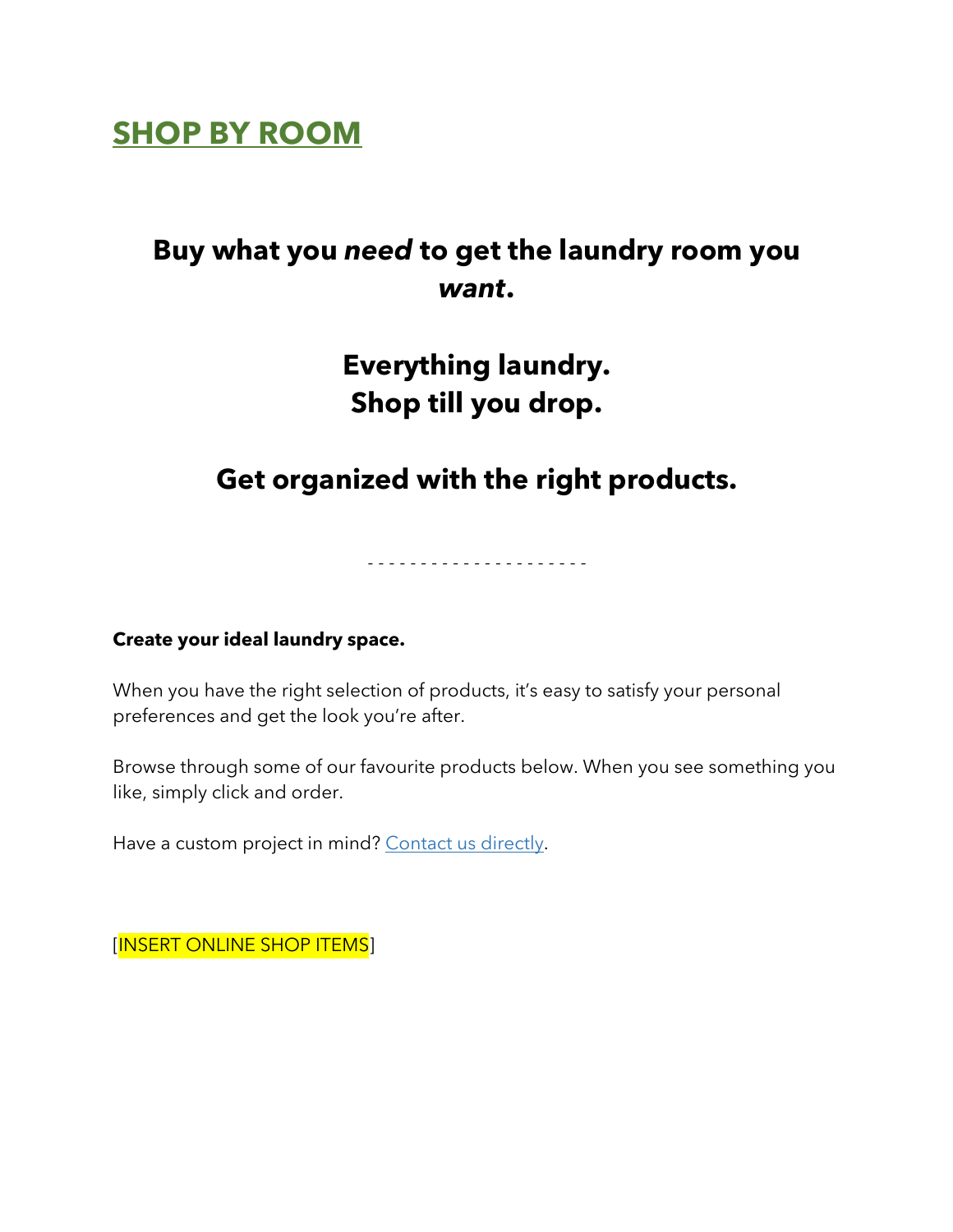## SHOP BY ROOM

**Buy what you *need* to get the laundry room you *want*.**

**Everything laundry.**
**Shop till you drop.**

**Get organized with the right products.**

- - - - - - - - - - - - - - - - - - - - -

**Create your ideal laundry space.**

When you have the right selection of products, it's easy to satisfy your personal preferences and get the look you're after.

Browse through some of our favourite products below. When you see something you like, simply click and order.

Have a custom project in mind? Contact us directly.

[INSERT ONLINE SHOP ITEMS]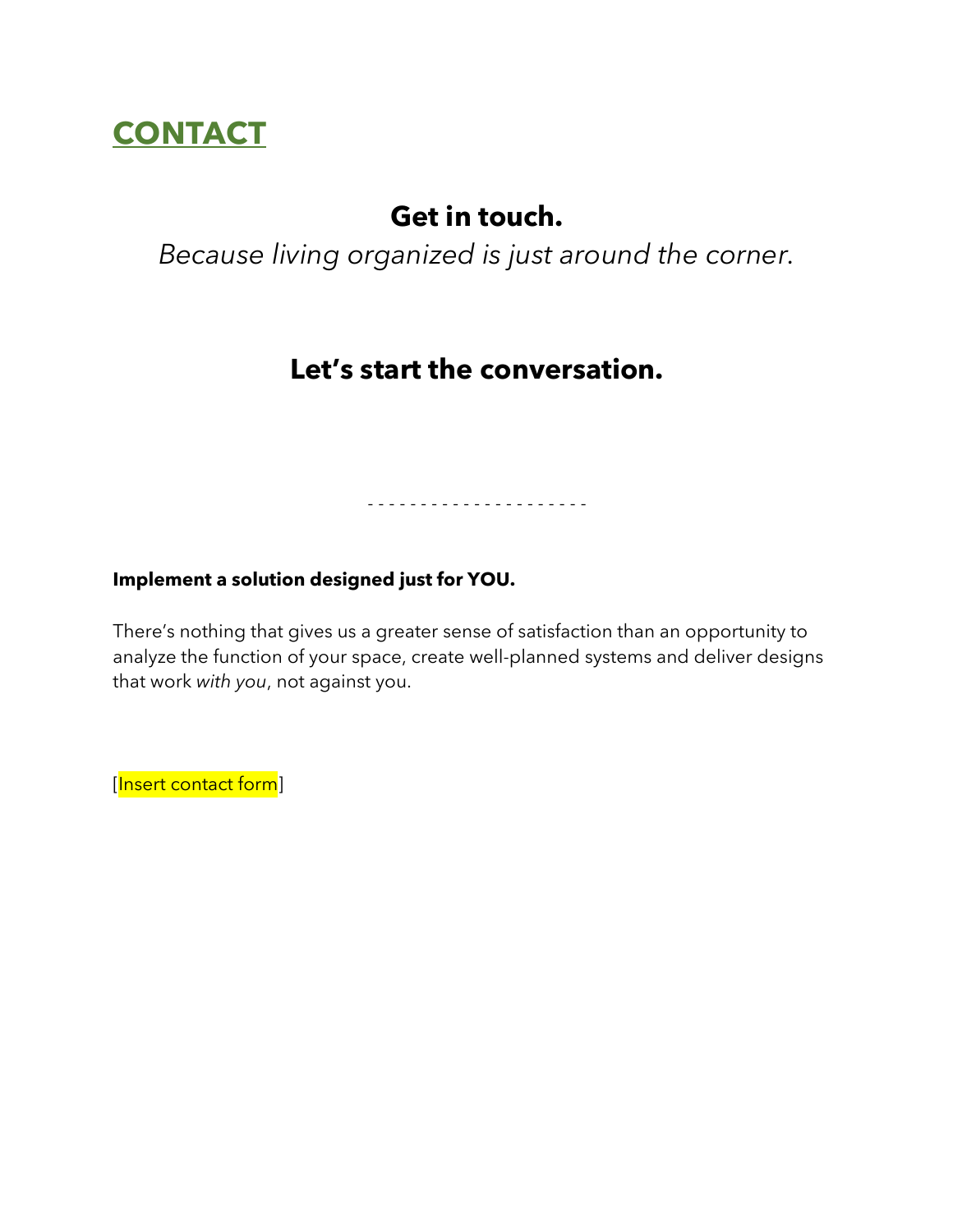# CONTACT

## Get in touch.

*Because living organized is just around the corner.*

## Let's start the conversation.

- - - - - - - - - - - - - - - - - - - - - -

**Implement a solution designed just for YOU.**

There's nothing that gives us a greater sense of satisfaction than an opportunity to analyze the function of your space, create well-planned systems and deliver designs that work *with you*, not against you.

[Insert contact form]